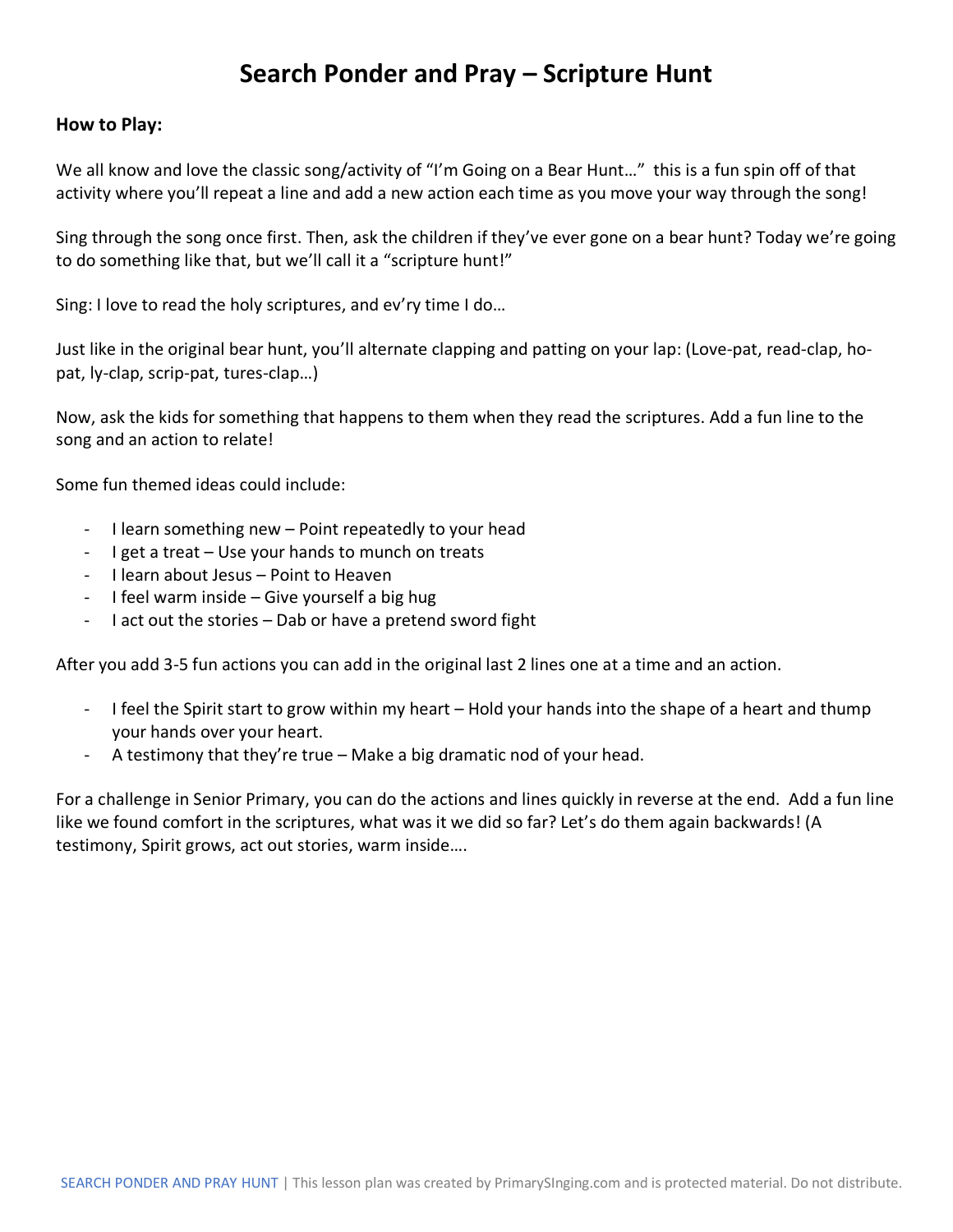# Search Ponder and Pray – Scripture Hunt

**How to Play:**

We all know and love the classic song/activity of "I'm Going on a Bear Hunt…" this is a fun spin off of that activity where you'll repeat a line and add a new action each time as you move your way through the song!

Sing through the song once first. Then, ask the children if they've ever gone on a bear hunt? Today we're going to do something like that, but we'll call it a "scripture hunt!"

Sing: I love to read the holy scriptures, and ev'ry time I do…

Just like in the original bear hunt, you'll alternate clapping and patting on your lap: (Love-pat, read-clap, ho-pat, ly-clap, scrip-pat, tures-clap…)

Now, ask the kids for something that happens to them when they read the scriptures. Add a fun line to the song and an action to relate!

Some fun themed ideas could include:

- I learn something new – Point repeatedly to your head
- I get a treat – Use your hands to munch on treats
- I learn about Jesus – Point to Heaven
- I feel warm inside – Give yourself a big hug
- I act out the stories – Dab or have a pretend sword fight

After you add 3-5 fun actions you can add in the original last 2 lines one at a time and an action.

- I feel the Spirit start to grow within my heart – Hold your hands into the shape of a heart and thump your hands over your heart.
- A testimony that they're true – Make a big dramatic nod of your head.

For a challenge in Senior Primary, you can do the actions and lines quickly in reverse at the end. Add a fun line like we found comfort in the scriptures, what was it we did so far? Let's do them again backwards! (A testimony, Spirit grows, act out stories, warm inside….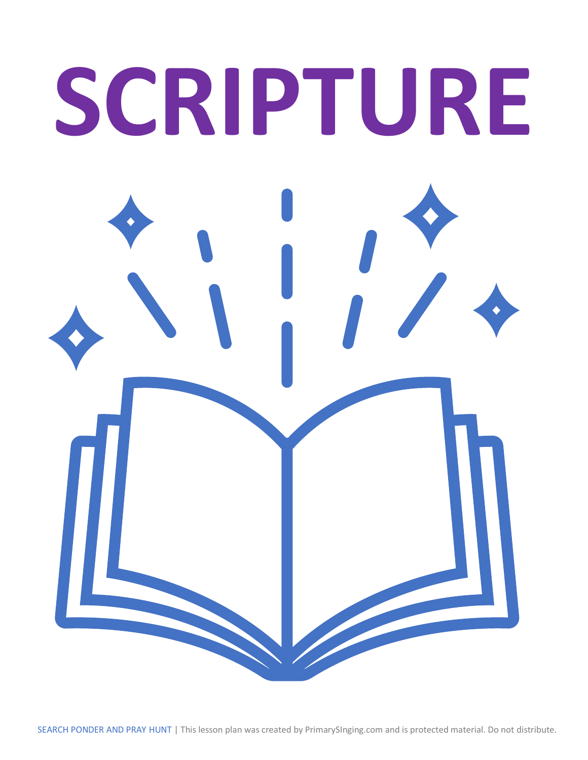# SCRIPTURE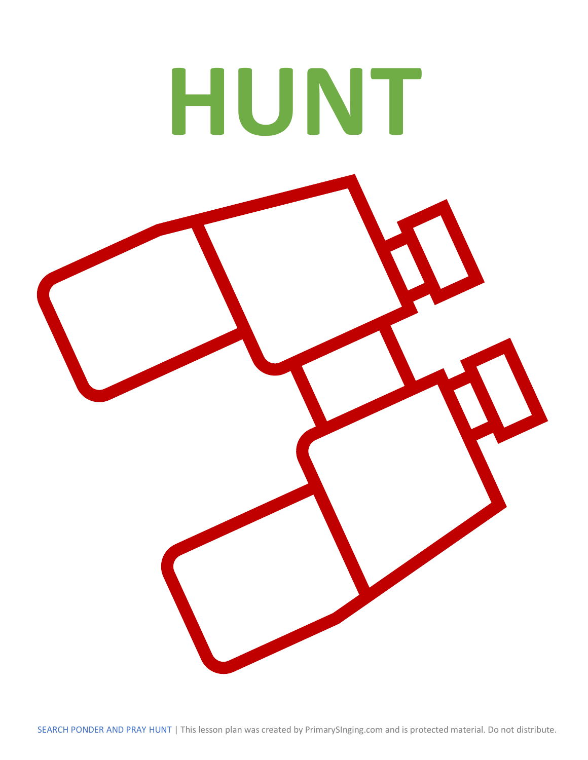# HUNT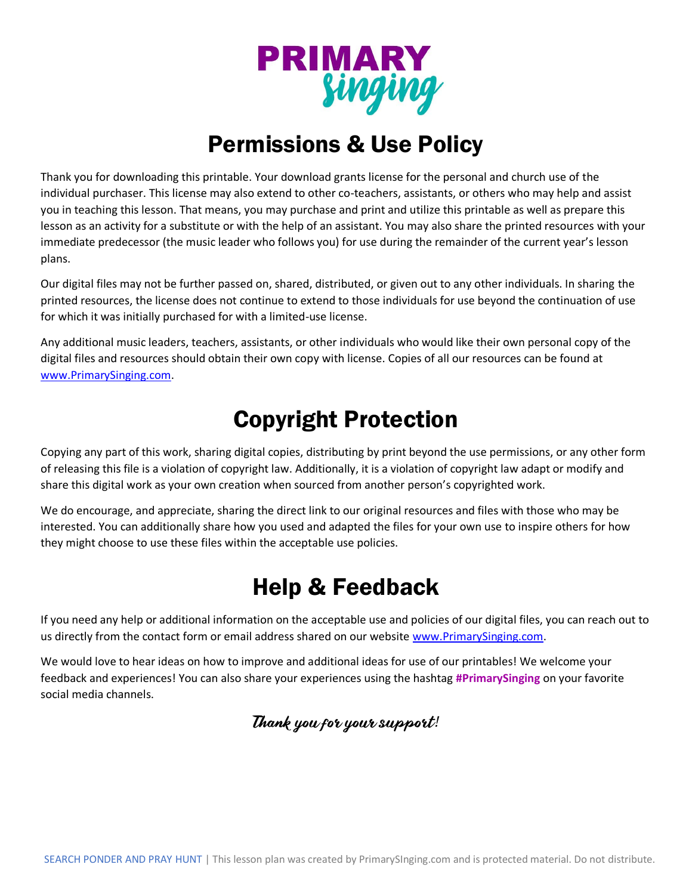# PRIMARY singing

## Permissions & Use Policy

Thank you for downloading this printable. Your download grants license for the personal and church use of the individual purchaser. This license may also extend to other co-teachers, assistants, or others who may help and assist you in teaching this lesson. That means, you may purchase and print and utilize this printable as well as prepare this lesson as an activity for a substitute or with the help of an assistant. You may also share the printed resources with your immediate predecessor (the music leader who follows you) for use during the remainder of the current year's lesson plans.

Our digital files may not be further passed on, shared, distributed, or given out to any other individuals. In sharing the printed resources, the license does not continue to extend to those individuals for use beyond the continuation of use for which it was initially purchased for with a limited-use license.

Any additional music leaders, teachers, assistants, or other individuals who would like their own personal copy of the digital files and resources should obtain their own copy with license. Copies of all our resources can be found at www.PrimarySinging.com.

## Copyright Protection

Copying any part of this work, sharing digital copies, distributing by print beyond the use permissions, or any other form of releasing this file is a violation of copyright law. Additionally, it is a violation of copyright law adapt or modify and share this digital work as your own creation when sourced from another person's copyrighted work.

We do encourage, and appreciate, sharing the direct link to our original resources and files with those who may be interested. You can additionally share how you used and adapted the files for your own use to inspire others for how they might choose to use these files within the acceptable use policies.

## Help & Feedback

If you need any help or additional information on the acceptable use and policies of our digital files, you can reach out to us directly from the contact form or email address shared on our website www.PrimarySinging.com.

We would love to hear ideas on how to improve and additional ideas for use of our printables! We welcome your feedback and experiences! You can also share your experiences using the hashtag **#PrimarySinging** on your favorite social media channels.

*Thank you for your support!*